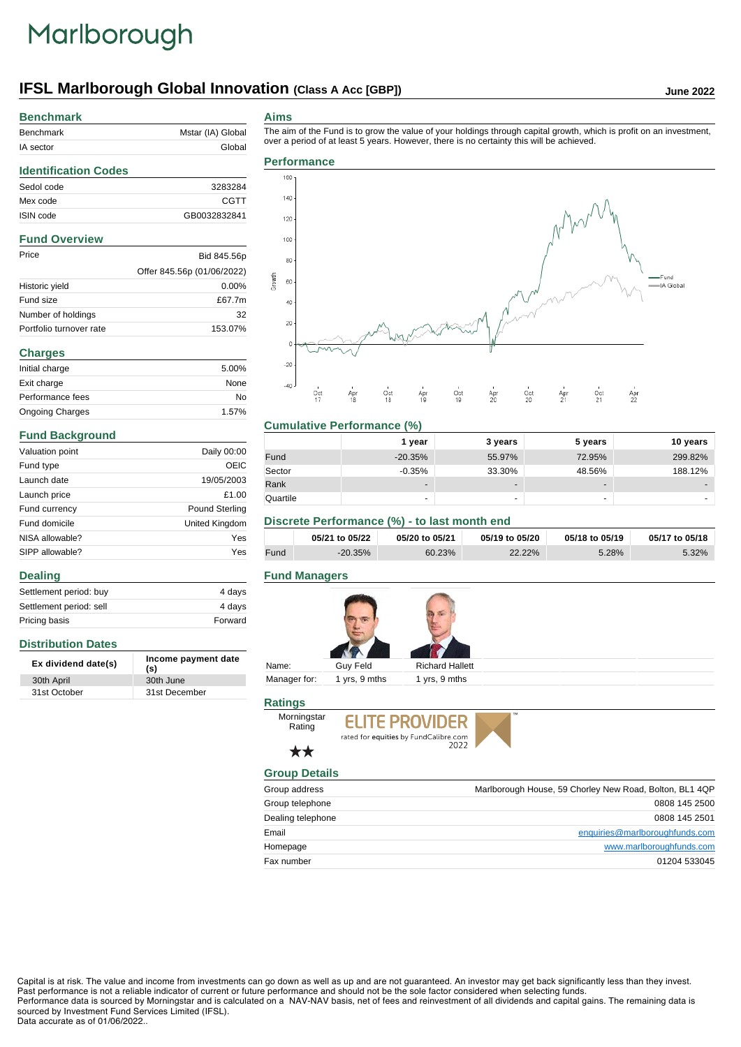Marlborough

# IFSL Marlborough Global Innovation (Class A Acc [GBP])

June 2022

## Benchmark

| | |
|---|---|
| Benchmark | Mstar (IA) Global |
| IA sector | Global |

## Identification Codes

| | |
|---|---|
| Sedol code | 3283284 |
| Mex code | CGTT |
| ISIN code | GB0032832841 |

## Fund Overview

| | |
|---|---|
| Price | Bid 845.56p |
| | Offer 845.56p (01/06/2022) |
| Historic yield | 0.00% |
| Fund size | £67.7m |
| Number of holdings | 32 |
| Portfolio turnover rate | 153.07% |

## Charges

| | |
|---|---|
| Initial charge | 5.00% |
| Exit charge | None |
| Performance fees | No |
| Ongoing Charges | 1.57% |

## Fund Background

| | |
|---|---|
| Valuation point | Daily 00:00 |
| Fund type | OEIC |
| Launch date | 19/05/2003 |
| Launch price | £1.00 |
| Fund currency | Pound Sterling |
| Fund domicile | United Kingdom |
| NISA allowable? | Yes |
| SIPP allowable? | Yes |

## Dealing

| | |
|---|---|
| Settlement period: buy | 4 days |
| Settlement period: sell | 4 days |
| Pricing basis | Forward |

## Distribution Dates

| Ex dividend date(s) | Income payment date (s) |
|---|---|
| 30th April | 30th June |
| 31st October | 31st December |

## Aims

The aim of the Fund is to grow the value of your holdings through capital growth, which is profit on an investment, over a period of at least 5 years. However, there is no certainty this will be achieved.

## Performance

## Cumulative Performance (%)

| | 1 year | 3 years | 5 years | 10 years |
|---|---|---|---|---|
| Fund | -20.35% | 55.97% | 72.95% | 299.82% |
| Sector | -0.35% | 33.30% | 48.56% | 188.12% |
| Rank | - | - | - | - |
| Quartile | - | - | - | - |

## Discrete Performance (%) - to last month end

| | 05/21 to 05/22 | 05/20 to 05/21 | 05/19 to 05/20 | 05/18 to 05/19 | 05/17 to 05/18 |
|---|---|---|---|---|---|
| Fund | -20.35% | 60.23% | 22.22% | 5.28% | 5.32% |

## Fund Managers

| | | |
|---|---|---|
| Name: | Guy Feld | Richard Hallett |
| Manager for: | 1 yrs, 9 mths | 1 yrs, 9 mths |

## Ratings

Morningstar Rating ★★

ELITE PROVIDER rated for equities by FundCalibre.com 2022

## Group Details

| | |
|---|---|
| Group address | Marlborough House, 59 Chorley New Road, Bolton, BL1 4QP |
| Group telephone | 0808 145 2500 |
| Dealing telephone | 0808 145 2501 |
| Email | enquiries@marlboroughfunds.com |
| Homepage | www.marlboroughfunds.com |
| Fax number | 01204 533045 |

Capital is at risk. The value and income from investments can go down as well as up and are not guaranteed. An investor may get back significantly less than they invest. Past performance is not a reliable indicator of current or future performance and should not be the sole factor considered when selecting funds.
Performance data is sourced by Morningstar and is calculated on a NAV-NAV basis, net of fees and reinvestment of all dividends and capital gains. The remaining data is sourced by Investment Fund Services Limited (IFSL).
Data accurate as of 01/06/2022..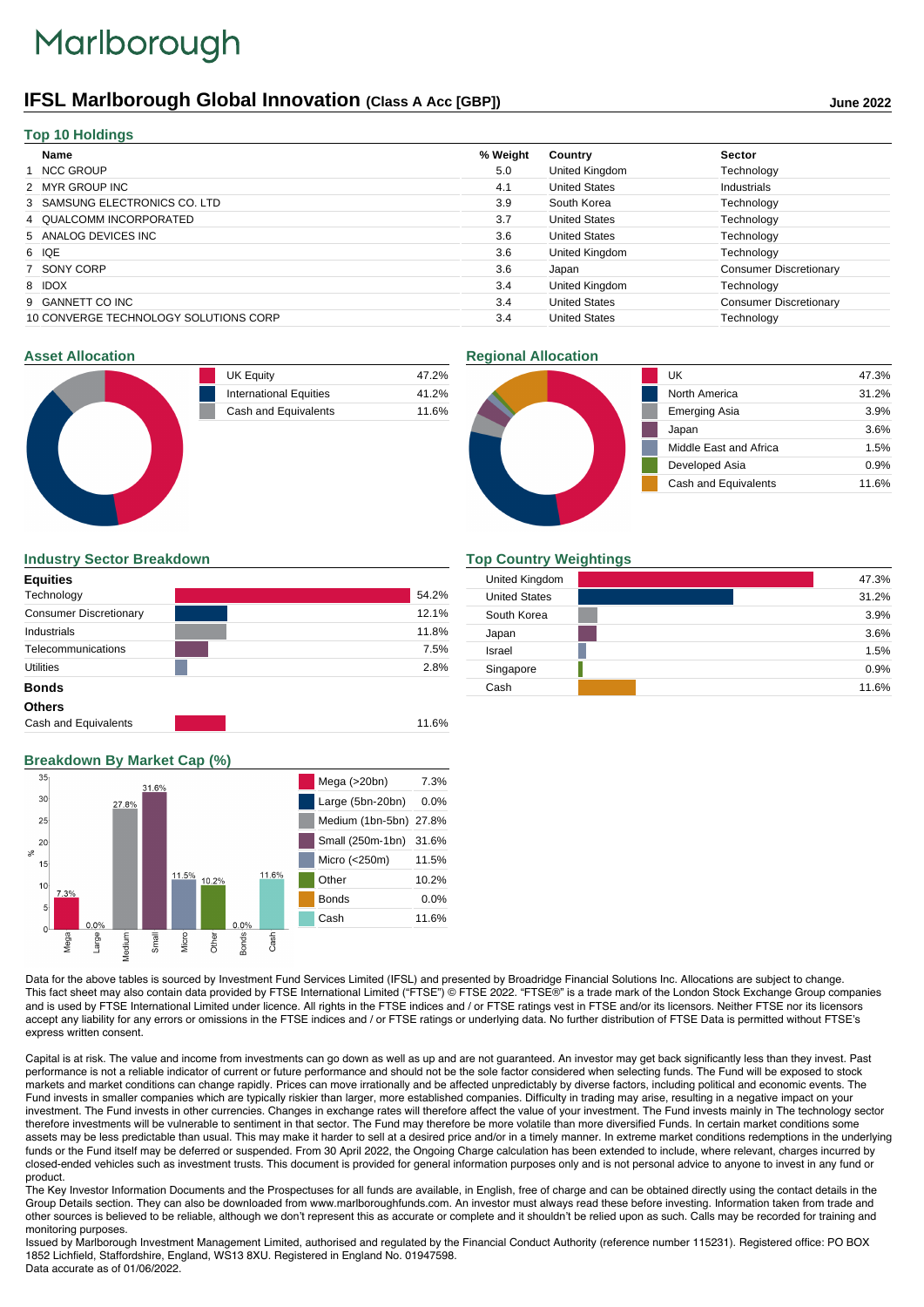Marlborough

# IFSL Marlborough Global Innovation (Class A Acc [GBP])

June 2022

## Top 10 Holdings

| | Name | % Weight | Country | Sector |
|---|---|---|---|---|
| 1 | NCC GROUP | 5.0 | United Kingdom | Technology |
| 2 | MYR GROUP INC | 4.1 | United States | Industrials |
| 3 | SAMSUNG ELECTRONICS CO. LTD | 3.9 | South Korea | Technology |
| 4 | QUALCOMM INCORPORATED | 3.7 | United States | Technology |
| 5 | ANALOG DEVICES INC | 3.6 | United States | Technology |
| 6 | IQE | 3.6 | United Kingdom | Technology |
| 7 | SONY CORP | 3.6 | Japan | Consumer Discretionary |
| 8 | IDOX | 3.4 | United Kingdom | Technology |
| 9 | GANNETT CO INC | 3.4 | United States | Consumer Discretionary |
| 10 | CONVERGE TECHNOLOGY SOLUTIONS CORP | 3.4 | United States | Technology |

## Asset Allocation

| | |
|---|---|
| UK Equity | 47.2% |
| International Equities | 41.2% |
| Cash and Equivalents | 11.6% |

## Regional Allocation

| | |
|---|---|
| UK | 47.3% |
| North America | 31.2% |
| Emerging Asia | 3.9% |
| Japan | 3.6% |
| Middle East and Africa | 1.5% |
| Developed Asia | 0.9% |
| Cash and Equivalents | 11.6% |

## Industry Sector Breakdown

**Equities**

Technology 54.2%

Consumer Discretionary 12.1%

Industrials 11.8%

Telecommunications 7.5%

Utilities 2.8%

**Bonds**

**Others**

Cash and Equivalents 11.6%

## Top Country Weightings

United Kingdom 47.3%

United States 31.2%

South Korea 3.9%

Japan 3.6%

Israel 1.5%

Singapore 0.9%

Cash 11.6%

## Breakdown By Market Cap (%)

35, 30, 25, 20, 15, 10, 5, 0

%

7.3%, 0.0%, 27.8%, 31.6%, 11.5%, 10.2%, 0.0%, 11.6%

Mega, Large, Medium, Small, Micro, Other, Bonds, Cash

| | |
|---|---|
| Mega (>20bn) | 7.3% |
| Large (5bn-20bn) | 0.0% |
| Medium (1bn-5bn) | 27.8% |
| Small (250m-1bn) | 31.6% |
| Micro (<250m) | 11.5% |
| Other | 10.2% |
| Bonds | 0.0% |
| Cash | 11.6% |

Data for the above tables is sourced by Investment Fund Services Limited (IFSL) and presented by Broadridge Financial Solutions Inc. Allocations are subject to change. This fact sheet may also contain data provided by FTSE International Limited ("FTSE") © FTSE 2022. "FTSE®" is a trade mark of the London Stock Exchange Group companies and is used by FTSE International Limited under licence. All rights in the FTSE indices and / or FTSE ratings vest in FTSE and/or its licensors. Neither FTSE nor its licensors accept any liability for any errors or omissions in the FTSE indices and / or FTSE ratings or underlying data. No further distribution of FTSE Data is permitted without FTSE's express written consent.

Capital is at risk. The value and income from investments can go down as well as up and are not guaranteed. An investor may get back significantly less than they invest. Past performance is not a reliable indicator of current or future performance and should not be the sole factor considered when selecting funds. The Fund will be exposed to stock markets and market conditions can change rapidly. Prices can move irrationally and be affected unpredictably by diverse factors, including political and economic events. The Fund invests in smaller companies which are typically riskier than larger, more established companies. Difficulty in trading may arise, resulting in a negative impact on your investment. The Fund invests in other currencies. Changes in exchange rates will therefore affect the value of your investment. The Fund invests mainly in The technology sector therefore investments will be vulnerable to sentiment in that sector. The Fund may therefore be more volatile than more diversified Funds. In certain market conditions some assets may be less predictable than usual. This may make it harder to sell at a desired price and/or in a timely manner. In extreme market conditions redemptions in the underlying funds or the Fund itself may be deferred or suspended. From 30 April 2022, the Ongoing Charge calculation has been extended to include, where relevant, charges incurred by closed-ended vehicles such as investment trusts. This document is provided for general information purposes only and is not personal advice to anyone to invest in any fund or product.

The Key Investor Information Documents and the Prospectuses for all funds are available, in English, free of charge and can be obtained directly using the contact details in the Group Details section. They can also be downloaded from www.marlboroughfunds.com. An investor must always read these before investing. Information taken from trade and other sources is believed to be reliable, although we don't represent this as accurate or complete and it shouldn't be relied upon as such. Calls may be recorded for training and monitoring purposes.

Issued by Marlborough Investment Management Limited, authorised and regulated by the Financial Conduct Authority (reference number 115231). Registered office: PO BOX 1852 Lichfield, Staffordshire, England, WS13 8XU. Registered in England No. 01947598.

Data accurate as of 01/06/2022.